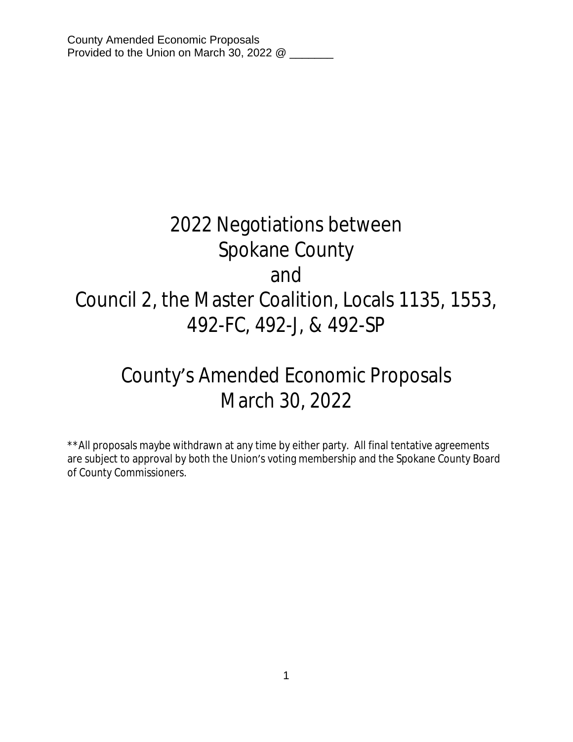# 2022 Negotiations between Spokane County and Council 2, the Master Coalition, Locals 1135, 1553, 492-FC, 492-J, & 492-SP

# County's Amended Economic Proposals March 30, 2022

**All proposals maybe withdrawn at any time by either party. All final tentative agreements are subject to approval by both the Union's voting membership and the Spokane County Board of County Commissioners.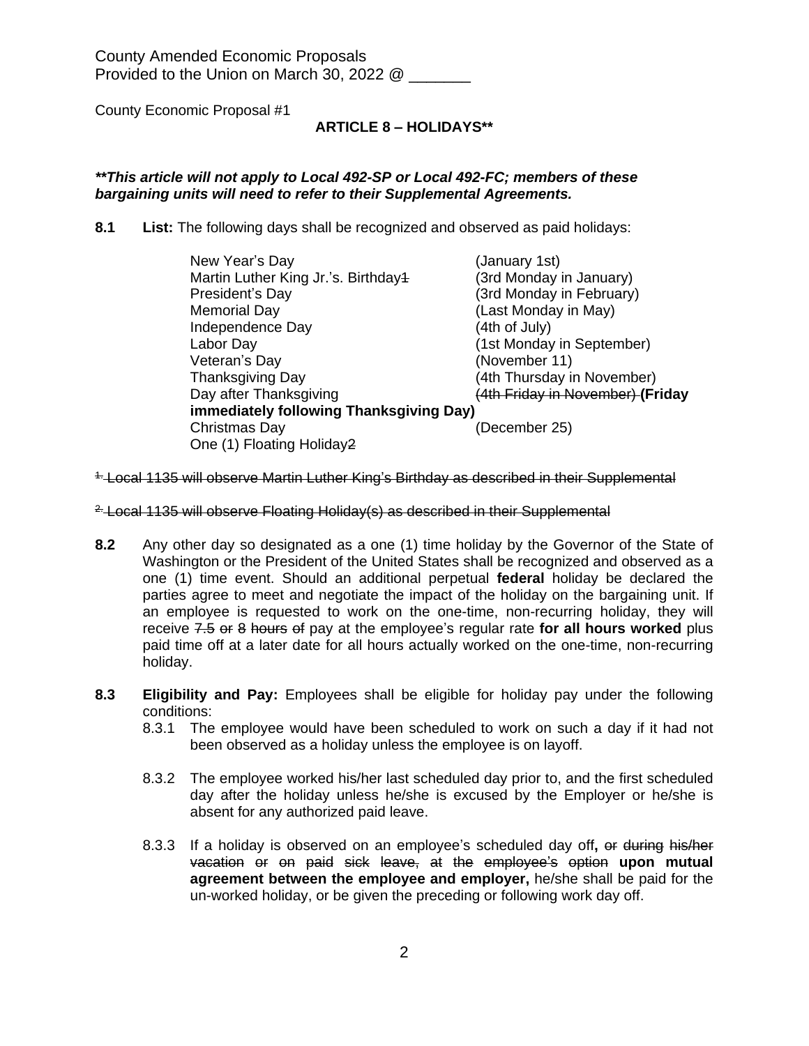County Amended Economic Proposals
Provided to the Union on March 30, 2022 @ _______

County Economic Proposal #1

## ARTICLE 8 – HOLIDAYS**

***This article will not apply to Local 492-SP or Local 492-FC; members of these bargaining units will need to refer to their Supplemental Agreements.***

**8.1 List:** The following days shall be recognized and observed as paid holidays:

| Holiday | Date |
|---|---|
| New Year's Day | (January 1st) |
| Martin Luther King Jr.'s. Birthday~~1~~ | (3rd Monday in January) |
| President's Day | (3rd Monday in February) |
| Memorial Day | (Last Monday in May) |
| Independence Day | (4th of July) |
| Labor Day | (1st Monday in September) |
| Veteran's Day | (November 11) |
| Thanksgiving Day | (4th Thursday in November) |
| Day after Thanksgiving | ~~(4th Friday in November)~~ **(Friday immediately following Thanksgiving Day)** |
| Christmas Day | (December 25) |
| One (1) Floating Holiday~~2~~ | |

~~[1] Local 1135 will observe Martin Luther King's Birthday as described in their Supplemental~~

~~[2] Local 1135 will observe Floating Holiday(s) as described in their Supplemental~~

**8.2** Any other day so designated as a one (1) time holiday by the Governor of the State of Washington or the President of the United States shall be recognized and observed as a one (1) time event. Should an additional perpetual **federal** holiday be declared the parties agree to meet and negotiate the impact of the holiday on the bargaining unit. If an employee is requested to work on the one-time, non-recurring holiday, they will receive ~~7.5 or 8 hours of~~ pay at the employee's regular rate **for all hours worked** plus paid time off at a later date for all hours actually worked on the one-time, non-recurring holiday.

**8.3 Eligibility and Pay:** Employees shall be eligible for holiday pay under the following conditions:

8.3.1 The employee would have been scheduled to work on such a day if it had not been observed as a holiday unless the employee is on layoff.

8.3.2 The employee worked his/her last scheduled day prior to, and the first scheduled day after the holiday unless he/she is excused by the Employer or he/she is absent for any authorized paid leave.

8.3.3 If a holiday is observed on an employee's scheduled day off**,** ~~or during his/her vacation or on paid sick leave, at the employee's option~~ **upon mutual agreement between the employee and employer,** he/she shall be paid for the un-worked holiday, or be given the preceding or following work day off.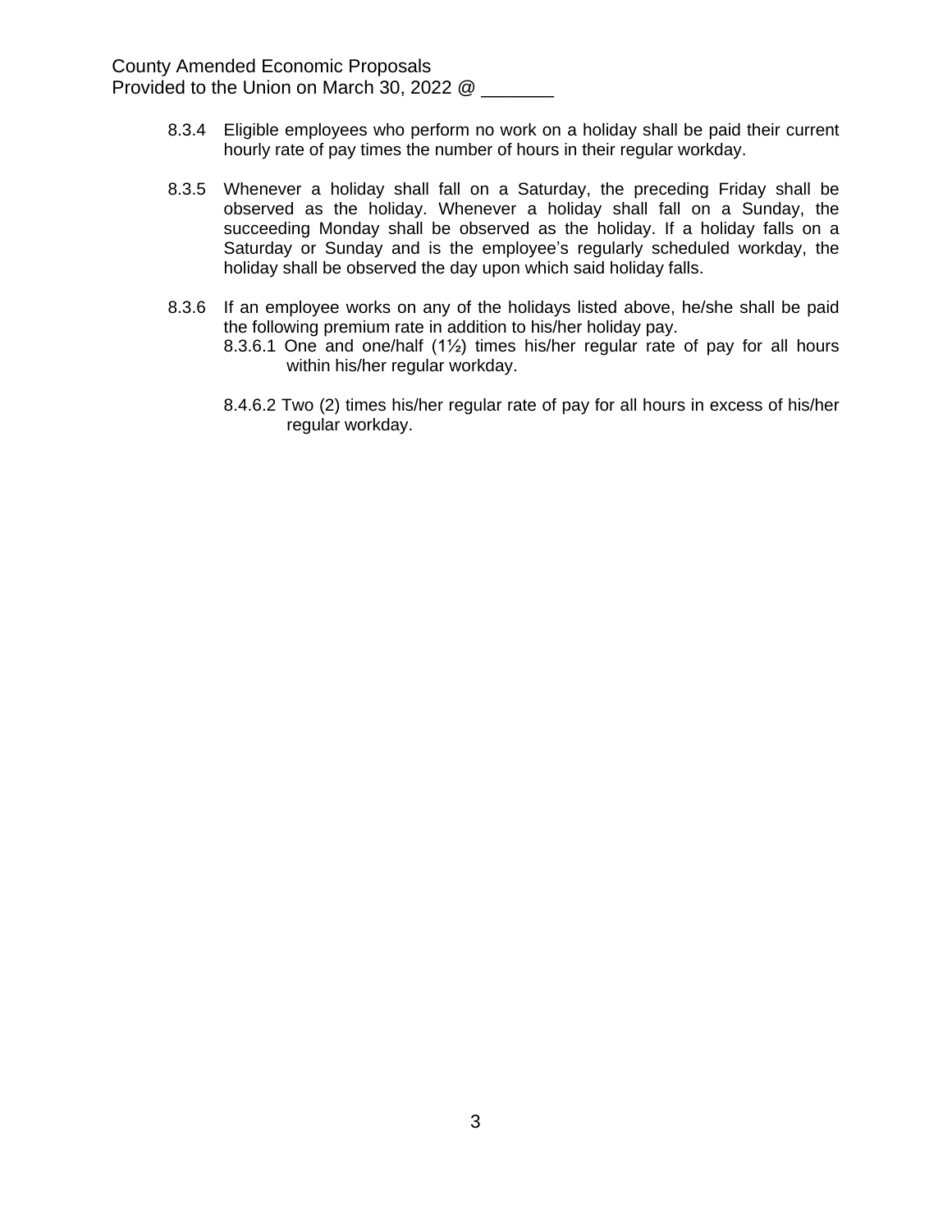8.3.4 Eligible employees who perform no work on a holiday shall be paid their current hourly rate of pay times the number of hours in their regular workday.

8.3.5 Whenever a holiday shall fall on a Saturday, the preceding Friday shall be observed as the holiday. Whenever a holiday shall fall on a Sunday, the succeeding Monday shall be observed as the holiday. If a holiday falls on a Saturday or Sunday and is the employee's regularly scheduled workday, the holiday shall be observed the day upon which said holiday falls.

8.3.6 If an employee works on any of the holidays listed above, he/she shall be paid the following premium rate in addition to his/her holiday pay.

8.3.6.1 One and one/half (1½) times his/her regular rate of pay for all hours within his/her regular workday.

8.4.6.2 Two (2) times his/her regular rate of pay for all hours in excess of his/her regular workday.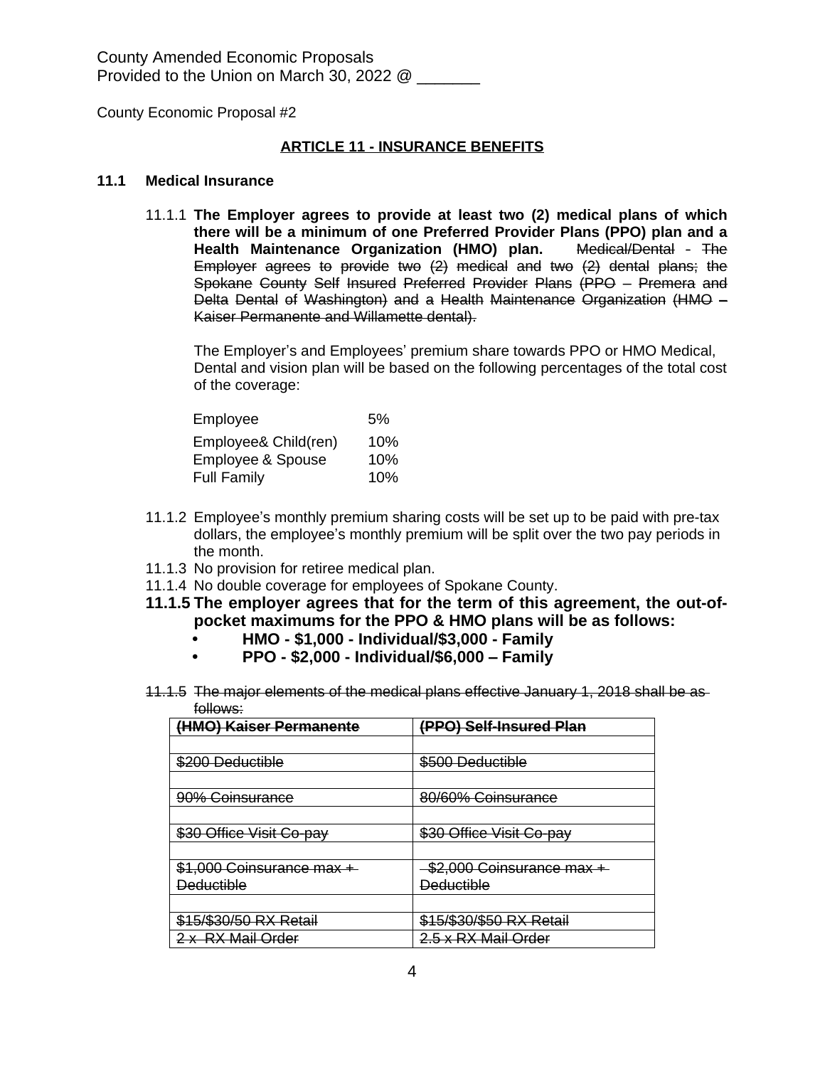County Amended Economic Proposals
Provided to the Union on March 30, 2022 @ _______

County Economic Proposal #2

**ARTICLE 11 - INSURANCE BENEFITS**

**11.1 Medical Insurance**

11.1.1 **The Employer agrees to provide at least two (2) medical plans of which there will be a minimum of one Preferred Provider Plans (PPO) plan and a Health Maintenance Organization (HMO) plan.** ~~Medical/Dental - The Employer agrees to provide two (2) medical and two (2) dental plans; the Spokane County Self Insured Preferred Provider Plans (PPO – Premera and Delta Dental of Washington) and a Health Maintenance Organization (HMO – Kaiser Permanente and Willamette dental).~~

The Employer's and Employees' premium share towards PPO or HMO Medical, Dental and vision plan will be based on the following percentages of the total cost of the coverage:

| | |
|---|---|
| Employee | 5% |
| Employee& Child(ren) | 10% |
| Employee & Spouse | 10% |
| Full Family | 10% |

11.1.2 Employee's monthly premium sharing costs will be set up to be paid with pre-tax dollars, the employee's monthly premium will be split over the two pay periods in the month.

11.1.3 No provision for retiree medical plan.

11.1.4 No double coverage for employees of Spokane County.

**11.1.5 The employer agrees that for the term of this agreement, the out-of-pocket maximums for the PPO & HMO plans will be as follows:**

- **HMO - $1,000 - Individual/$3,000 - Family**
- **PPO - $2,000 - Individual/$6,000 – Family**

~~11.1.5 The major elements of the medical plans effective January 1, 2018 shall be as follows:~~

| ~~(HMO) Kaiser Permanente~~ | ~~(PPO) Self-Insured Plan~~ |
|---|---|
| | |
| ~~$200 Deductible~~ | ~~$500 Deductible~~ |
| | |
| ~~90% Coinsurance~~ | ~~80/60% Coinsurance~~ |
| | |
| ~~$30 Office Visit Co-pay~~ | ~~$30 Office Visit Co-pay~~ |
| | |
| ~~$1,000 Coinsurance max + Deductible~~ | ~~$2,000 Coinsurance max + Deductible~~ |
| | |
| ~~$15/$30/50 RX Retail~~ | ~~$15/$30/$50 RX Retail~~ |
| ~~2 x RX Mail Order~~ | ~~2.5 x RX Mail Order~~ |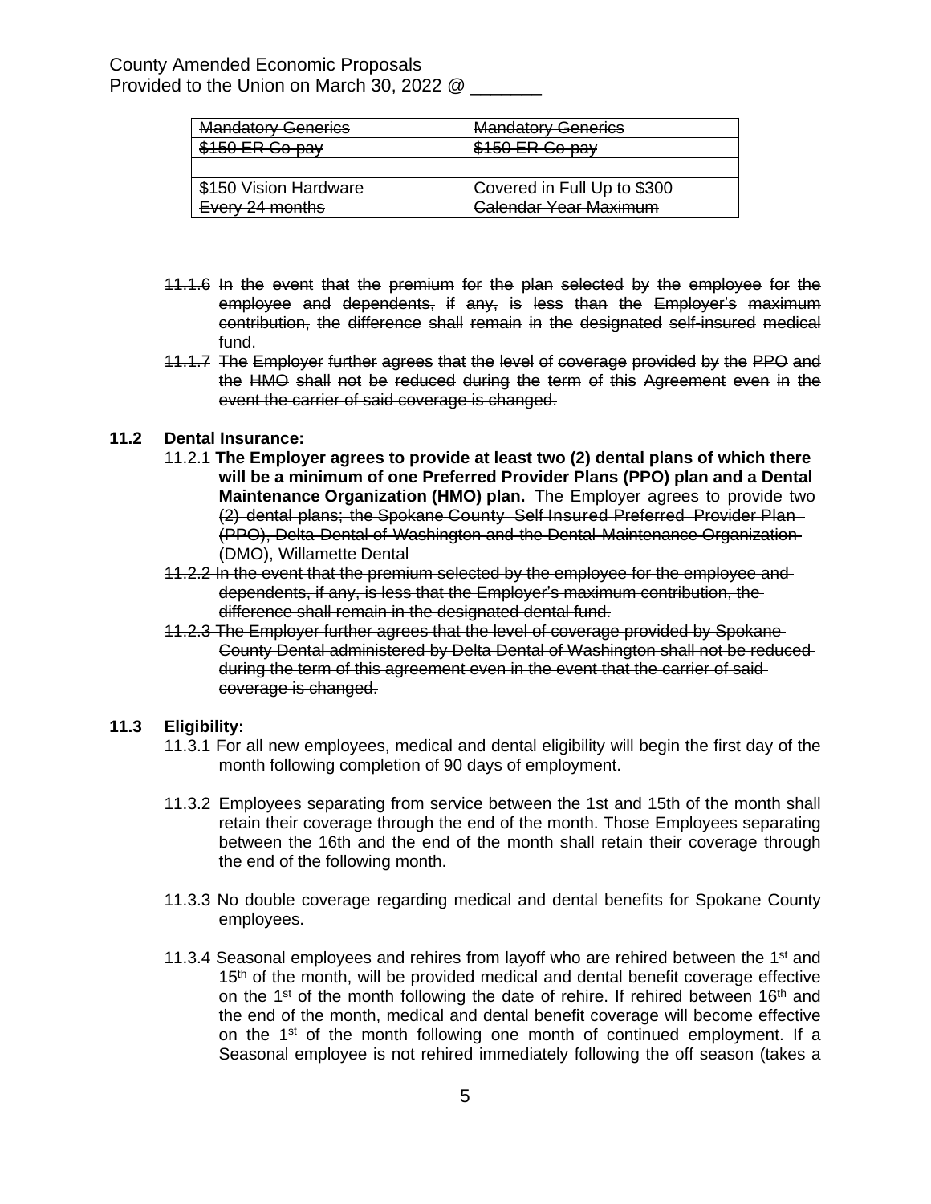County Amended Economic Proposals
Provided to the Union on March 30, 2022 @ _______

| ~~Mandatory Generics~~ | ~~Mandatory Generics~~ |
|---|---|
| ~~$150 ER Co-pay~~ | ~~$150 ER Co-pay~~ |
| | |
| ~~$150 Vision Hardware Every 24 months~~ | ~~Covered in Full Up to $300 Calendar Year Maximum~~ |

~~11.1.6 In the event that the premium for the plan selected by the employee for the employee and dependents, if any, is less than the Employer's maximum contribution, the difference shall remain in the designated self-insured medical fund.~~

~~11.1.7 The Employer further agrees that the level of coverage provided by the PPO and the HMO shall not be reduced during the term of this Agreement even in the event the carrier of said coverage is changed.~~

**11.2 Dental Insurance:**

11.2.1 **The Employer agrees to provide at least two (2) dental plans of which there will be a minimum of one Preferred Provider Plans (PPO) plan and a Dental Maintenance Organization (HMO) plan.** ~~The Employer agrees to provide two (2) dental plans; the Spokane County Self Insured Preferred Provider Plan (PPO), Delta Dental of Washington and the Dental Maintenance Organization (DMO), Willamette Dental~~

~~11.2.2 In the event that the premium selected by the employee for the employee and dependents, if any, is less that the Employer's maximum contribution, the difference shall remain in the designated dental fund.~~

~~11.2.3 The Employer further agrees that the level of coverage provided by Spokane County Dental administered by Delta Dental of Washington shall not be reduced during the term of this agreement even in the event that the carrier of said coverage is changed.~~

**11.3 Eligibility:**

11.3.1 For all new employees, medical and dental eligibility will begin the first day of the month following completion of 90 days of employment.

11.3.2 Employees separating from service between the 1st and 15th of the month shall retain their coverage through the end of the month. Those Employees separating between the 16th and the end of the month shall retain their coverage through the end of the following month.

11.3.3 No double coverage regarding medical and dental benefits for Spokane County employees.

11.3.4 Seasonal employees and rehires from layoff who are rehired between the 1st and 15th of the month, will be provided medical and dental benefit coverage effective on the 1st of the month following the date of rehire. If rehired between 16th and the end of the month, medical and dental benefit coverage will become effective on the 1st of the month following one month of continued employment. If a Seasonal employee is not rehired immediately following the off season (takes a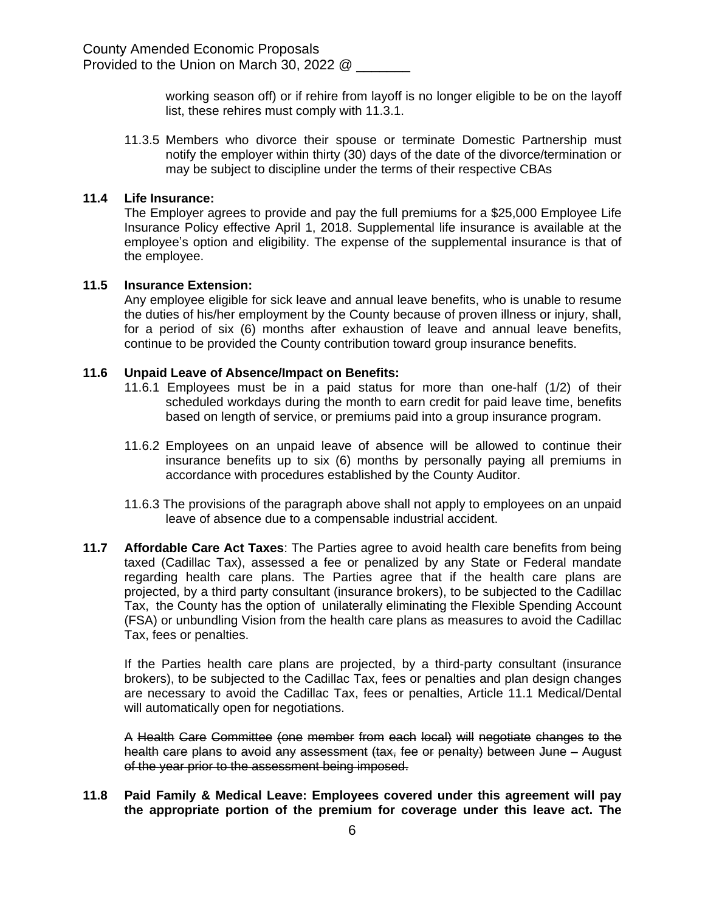working season off) or if rehire from layoff is no longer eligible to be on the layoff list, these rehires must comply with 11.3.1.

11.3.5 Members who divorce their spouse or terminate Domestic Partnership must notify the employer within thirty (30) days of the date of the divorce/termination or may be subject to discipline under the terms of their respective CBAs

**11.4 Life Insurance:**
The Employer agrees to provide and pay the full premiums for a $25,000 Employee Life Insurance Policy effective April 1, 2018. Supplemental life insurance is available at the employee's option and eligibility. The expense of the supplemental insurance is that of the employee.

**11.5 Insurance Extension:**
Any employee eligible for sick leave and annual leave benefits, who is unable to resume the duties of his/her employment by the County because of proven illness or injury, shall, for a period of six (6) months after exhaustion of leave and annual leave benefits, continue to be provided the County contribution toward group insurance benefits.

**11.6 Unpaid Leave of Absence/Impact on Benefits:**

11.6.1 Employees must be in a paid status for more than one-half (1/2) of their scheduled workdays during the month to earn credit for paid leave time, benefits based on length of service, or premiums paid into a group insurance program.

11.6.2 Employees on an unpaid leave of absence will be allowed to continue their insurance benefits up to six (6) months by personally paying all premiums in accordance with procedures established by the County Auditor.

11.6.3 The provisions of the paragraph above shall not apply to employees on an unpaid leave of absence due to a compensable industrial accident.

**11.7 Affordable Care Act Taxes**: The Parties agree to avoid health care benefits from being taxed (Cadillac Tax), assessed a fee or penalized by any State or Federal mandate regarding health care plans. The Parties agree that if the health care plans are projected, by a third party consultant (insurance brokers), to be subjected to the Cadillac Tax, the County has the option of unilaterally eliminating the Flexible Spending Account (FSA) or unbundling Vision from the health care plans as measures to avoid the Cadillac Tax, fees or penalties.

If the Parties health care plans are projected, by a third-party consultant (insurance brokers), to be subjected to the Cadillac Tax, fees or penalties and plan design changes are necessary to avoid the Cadillac Tax, fees or penalties, Article 11.1 Medical/Dental will automatically open for negotiations.

A ~~Health Care Committee (one member from each local) will negotiate changes to the health care plans to avoid any assessment (tax, fee or penalty) between June – August of the year prior to the assessment being imposed.~~

**11.8 Paid Family & Medical Leave: Employees covered under this agreement will pay the appropriate portion of the premium for coverage under this leave act. The**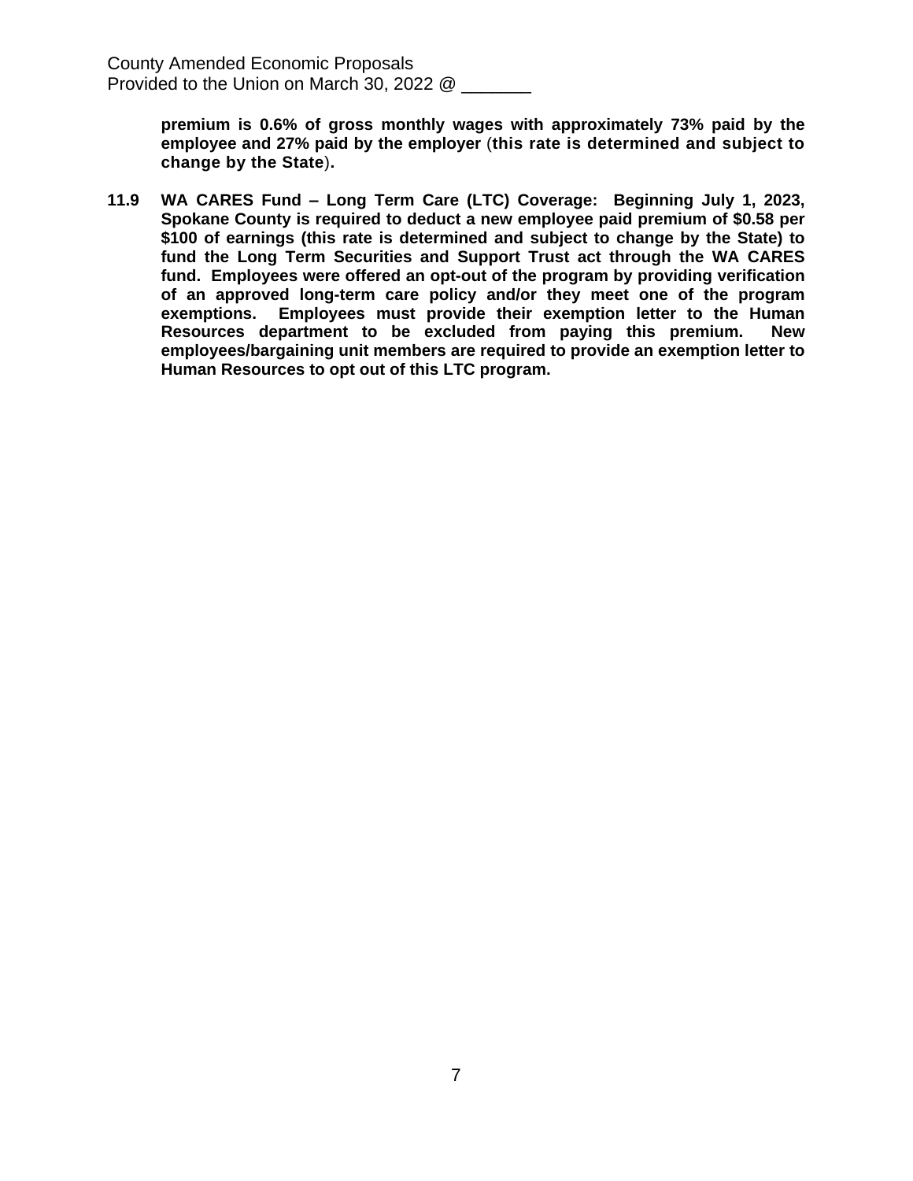**premium is 0.6% of gross monthly wages with approximately 73% paid by the employee and 27% paid by the employer (this rate is determined and subject to change by the State).**

**11.9 WA CARES Fund – Long Term Care (LTC) Coverage: Beginning July 1, 2023, Spokane County is required to deduct a new employee paid premium of $0.58 per $100 of earnings (this rate is determined and subject to change by the State) to fund the Long Term Securities and Support Trust act through the WA CARES fund. Employees were offered an opt-out of the program by providing verification of an approved long-term care policy and/or they meet one of the program exemptions. Employees must provide their exemption letter to the Human Resources department to be excluded from paying this premium. New employees/bargaining unit members are required to provide an exemption letter to Human Resources to opt out of this LTC program.**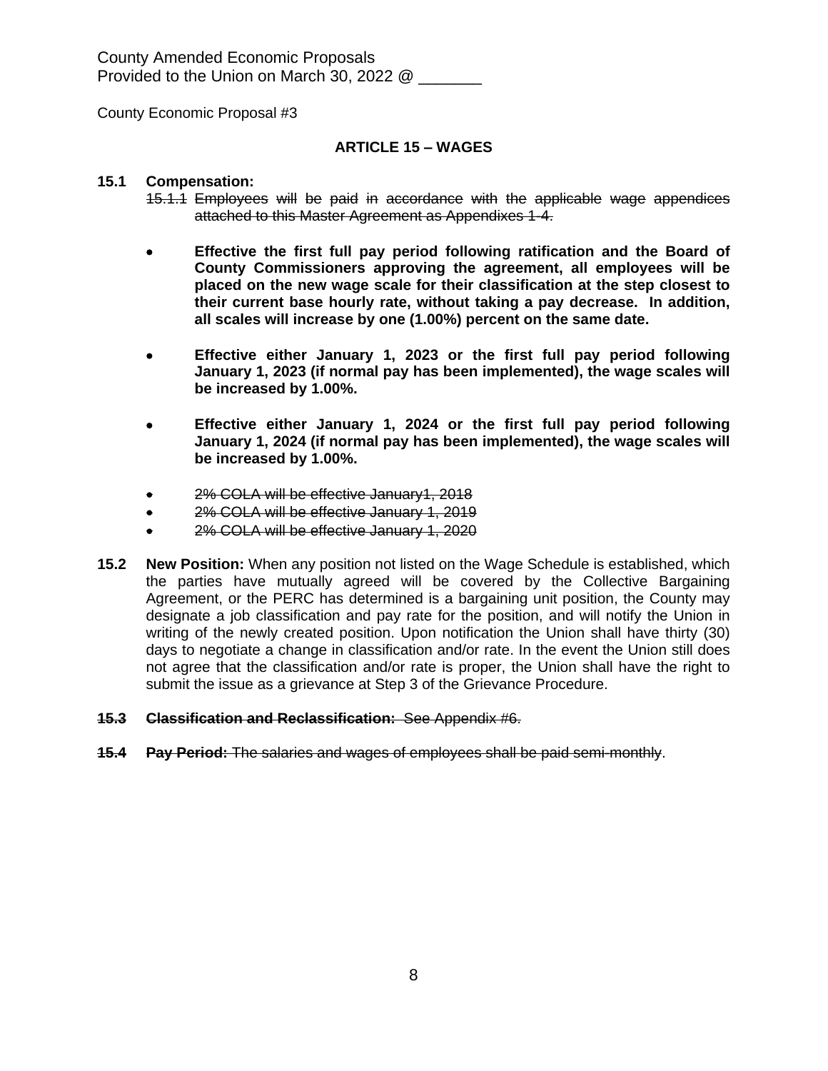County Amended Economic Proposals
Provided to the Union on March 30, 2022 @ _______

County Economic Proposal #3

## ARTICLE 15 – WAGES

**15.1 Compensation:**

~~15.1.1 Employees will be paid in accordance with the applicable wage appendices attached to this Master Agreement as Appendixes 1-4.~~

- **Effective the first full pay period following ratification and the Board of County Commissioners approving the agreement, all employees will be placed on the new wage scale for their classification at the step closest to their current base hourly rate, without taking a pay decrease. In addition, all scales will increase by one (1.00%) percent on the same date.**
- **Effective either January 1, 2023 or the first full pay period following January 1, 2023 (if normal pay has been implemented), the wage scales will be increased by 1.00%.**
- **Effective either January 1, 2024 or the first full pay period following January 1, 2024 (if normal pay has been implemented), the wage scales will be increased by 1.00%.**
- ~~2% COLA will be effective January1, 2018~~
- ~~2% COLA will be effective January 1, 2019~~
- ~~2% COLA will be effective January 1, 2020~~

**15.2 New Position:** When any position not listed on the Wage Schedule is established, which the parties have mutually agreed will be covered by the Collective Bargaining Agreement, or the PERC has determined is a bargaining unit position, the County may designate a job classification and pay rate for the position, and will notify the Union in writing of the newly created position. Upon notification the Union shall have thirty (30) days to negotiate a change in classification and/or rate. In the event the Union still does not agree that the classification and/or rate is proper, the Union shall have the right to submit the issue as a grievance at Step 3 of the Grievance Procedure.

~~**15.3 Classification and Reclassification:** See Appendix #6.~~

~~**15.4 Pay Period:** The salaries and wages of employees shall be paid semi-monthly~~.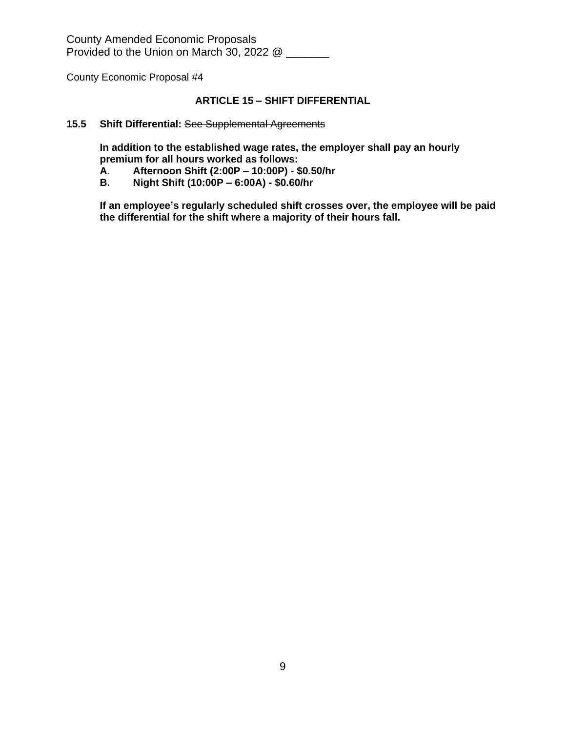County Amended Economic Proposals
Provided to the Union on March 30, 2022 @ _______

County Economic Proposal #4

## ARTICLE 15 – SHIFT DIFFERENTIAL

**15.5 Shift Differential:** ~~See Supplemental Agreements~~

**In addition to the established wage rates, the employer shall pay an hourly premium for all hours worked as follows:**

**A. Afternoon Shift (2:00P – 10:00P) - $0.50/hr**

**B. Night Shift (10:00P – 6:00A) - $0.60/hr**

**If an employee's regularly scheduled shift crosses over, the employee will be paid the differential for the shift where a majority of their hours fall.**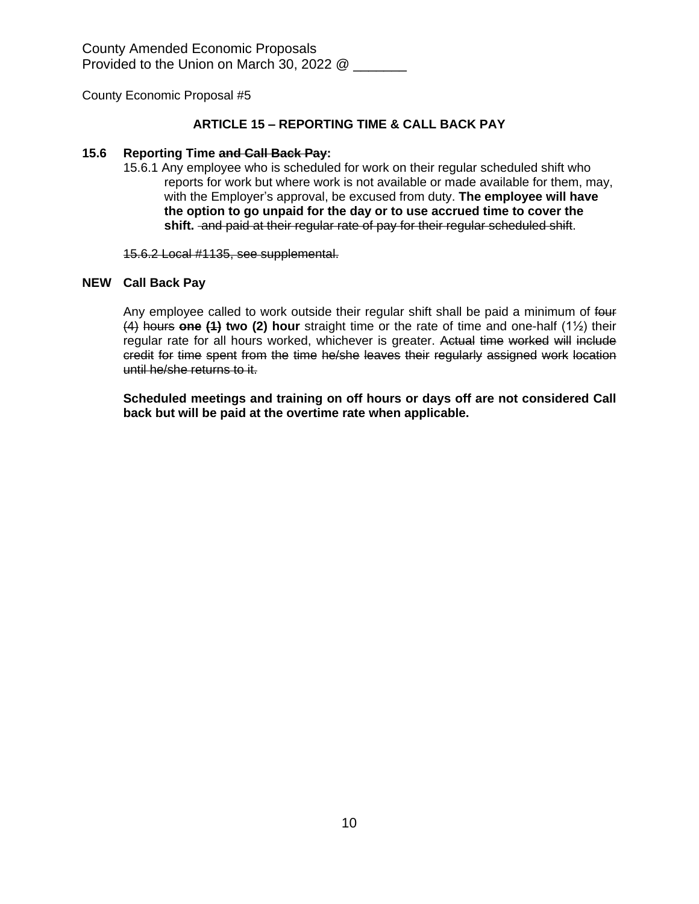County Amended Economic Proposals
Provided to the Union on March 30, 2022 @ _______

County Economic Proposal #5

## ARTICLE 15 – REPORTING TIME & CALL BACK PAY

**15.6 Reporting Time ~~and Call Back Pay~~:**

15.6.1 Any employee who is scheduled for work on their regular scheduled shift who reports for work but where work is not available or made available for them, may, with the Employer's approval, be excused from duty. **The employee will have the option to go unpaid for the day or to use accrued time to cover the shift.** ~~and paid at their regular rate of pay for their regular scheduled shift~~.

~~15.6.2 Local #1135, see supplemental.~~

**NEW Call Back Pay**

Any employee called to work outside their regular shift shall be paid a minimum of ~~four (4) hours~~ **~~one (1)~~ two (2) hour** straight time or the rate of time and one-half (1½) their regular rate for all hours worked, whichever is greater. ~~Actual time worked will include credit for time spent from the time he/she leaves their regularly assigned work location until he/she returns to it.~~

**Scheduled meetings and training on off hours or days off are not considered Call back but will be paid at the overtime rate when applicable.**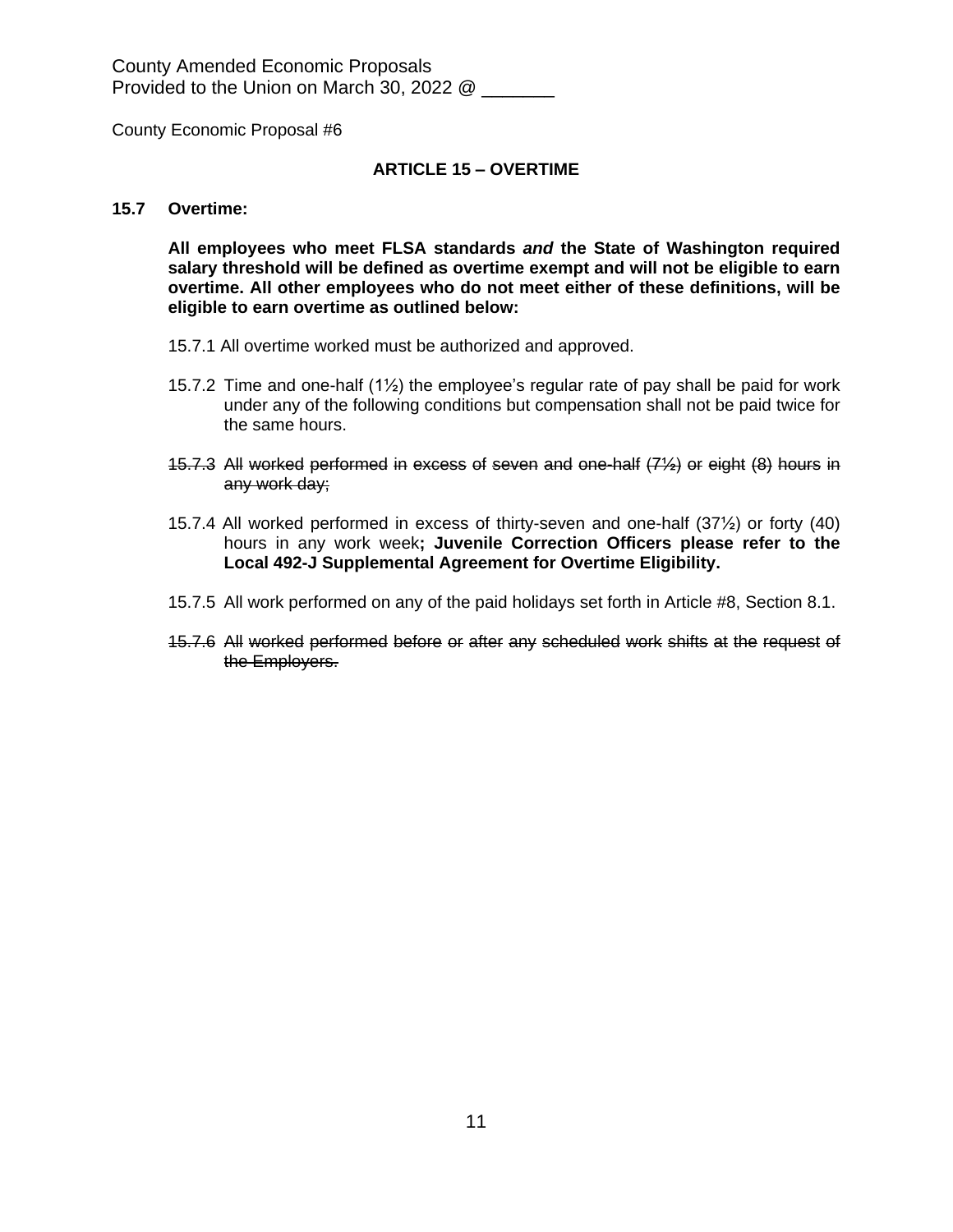County Amended Economic Proposals
Provided to the Union on March 30, 2022 @ _______

County Economic Proposal #6

## ARTICLE 15 – OVERTIME

**15.7 Overtime:**

**All employees who meet FLSA standards *and* the State of Washington required salary threshold will be defined as overtime exempt and will not be eligible to earn overtime. All other employees who do not meet either of these definitions, will be eligible to earn overtime as outlined below:**

15.7.1 All overtime worked must be authorized and approved.

15.7.2 Time and one-half (1½) the employee's regular rate of pay shall be paid for work under any of the following conditions but compensation shall not be paid twice for the same hours.

~~15.7.3 All worked performed in excess of seven and one-half (7½) or eight (8) hours in any work day;~~

15.7.4 All worked performed in excess of thirty-seven and one-half (37½) or forty (40) hours in any work week**; Juvenile Correction Officers please refer to the Local 492-J Supplemental Agreement for Overtime Eligibility.**

15.7.5 All work performed on any of the paid holidays set forth in Article #8, Section 8.1.

~~15.7.6 All worked performed before or after any scheduled work shifts at the request of the Employers.~~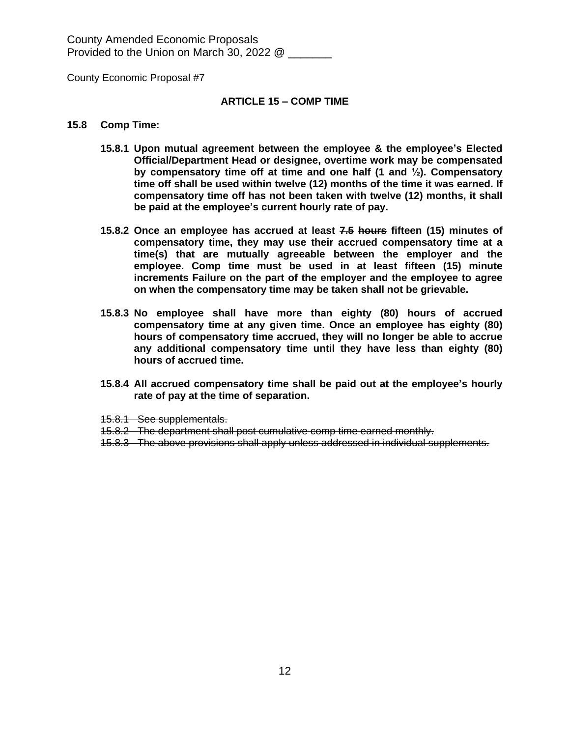County Amended Economic Proposals
Provided to the Union on March 30, 2022 @ _______

County Economic Proposal #7

**ARTICLE 15 – COMP TIME**

**15.8 Comp Time:**

**15.8.1 Upon mutual agreement between the employee & the employee's Elected Official/Department Head or designee, overtime work may be compensated by compensatory time off at time and one half (1 and ½). Compensatory time off shall be used within twelve (12) months of the time it was earned. If compensatory time off has not been taken with twelve (12) months, it shall be paid at the employee's current hourly rate of pay.**

**15.8.2 Once an employee has accrued at least ~~7.5 hours~~ fifteen (15) minutes of compensatory time, they may use their accrued compensatory time at a time(s) that are mutually agreeable between the employer and the employee. Comp time must be used in at least fifteen (15) minute increments Failure on the part of the employer and the employee to agree on when the compensatory time may be taken shall not be grievable.**

**15.8.3 No employee shall have more than eighty (80) hours of accrued compensatory time at any given time. Once an employee has eighty (80) hours of compensatory time accrued, they will no longer be able to accrue any additional compensatory time until they have less than eighty (80) hours of accrued time.**

**15.8.4 All accrued compensatory time shall be paid out at the employee's hourly rate of pay at the time of separation.**

~~15.8.1 See supplementals.~~
~~15.8.2 The department shall post cumulative comp time earned monthly.~~
~~15.8.3 The above provisions shall apply unless addressed in individual supplements.~~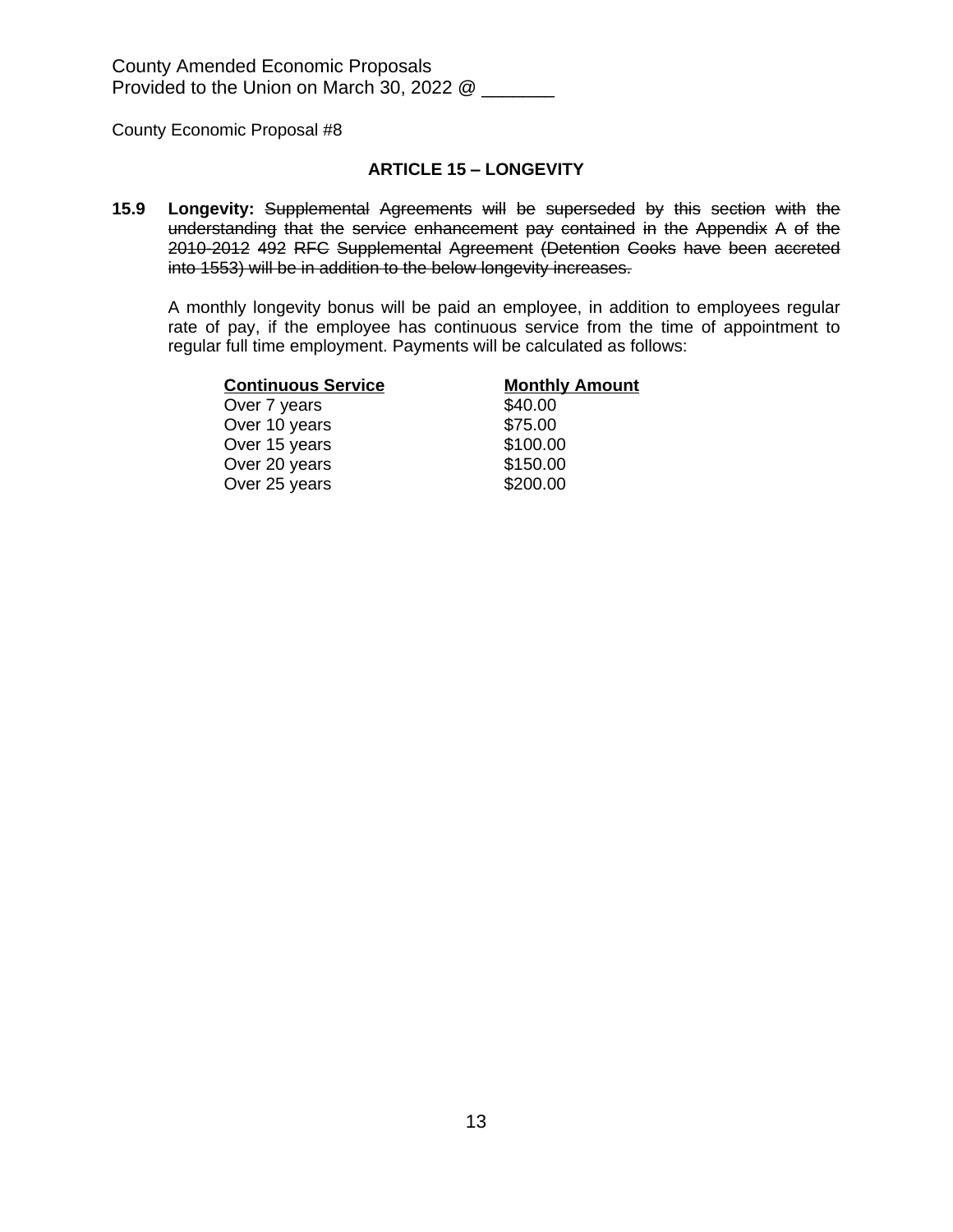County Amended Economic Proposals
Provided to the Union on March 30, 2022 @ _______

County Economic Proposal #8

## ARTICLE 15 – LONGEVITY

**15.9 Longevity:** ~~Supplemental Agreements will be superseded by this section with the understanding that the service enhancement pay contained in the Appendix A of the 2010-2012 492 RFC Supplemental Agreement (Detention Cooks have been accreted into 1553) will be in addition to the below longevity increases.~~

A monthly longevity bonus will be paid an employee, in addition to employees regular rate of pay, if the employee has continuous service from the time of appointment to regular full time employment. Payments will be calculated as follows:

| Continuous Service | Monthly Amount |
|---|---|
| Over 7 years | $40.00 |
| Over 10 years | $75.00 |
| Over 15 years | $100.00 |
| Over 20 years | $150.00 |
| Over 25 years | $200.00 |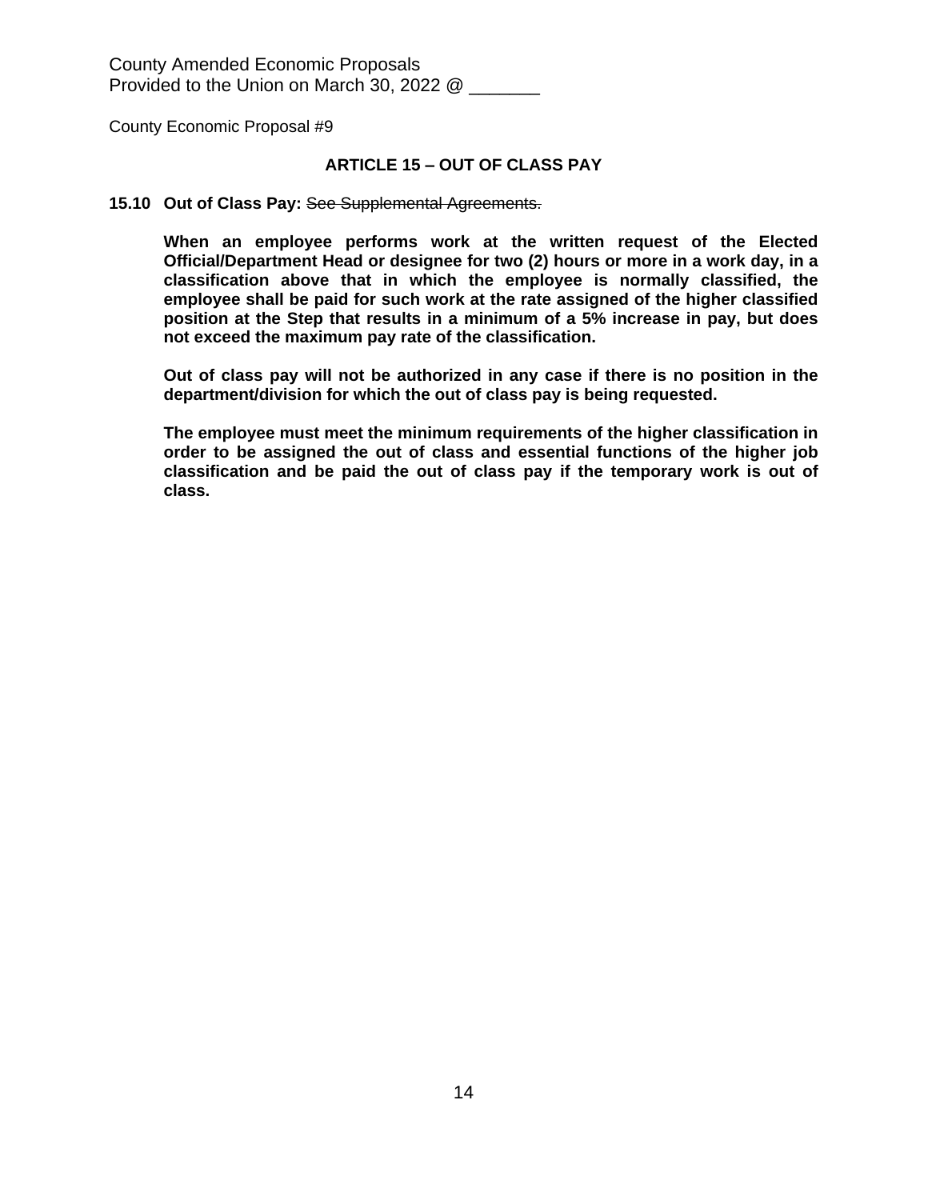County Amended Economic Proposals
Provided to the Union on March 30, 2022 @ _______

County Economic Proposal #9

### ARTICLE 15 – OUT OF CLASS PAY

**15.10 Out of Class Pay:** ~~See Supplemental Agreements.~~

**When an employee performs work at the written request of the Elected Official/Department Head or designee for two (2) hours or more in a work day, in a classification above that in which the employee is normally classified, the employee shall be paid for such work at the rate assigned of the higher classified position at the Step that results in a minimum of a 5% increase in pay, but does not exceed the maximum pay rate of the classification.**

**Out of class pay will not be authorized in any case if there is no position in the department/division for which the out of class pay is being requested.**

**The employee must meet the minimum requirements of the higher classification in order to be assigned the out of class and essential functions of the higher job classification and be paid the out of class pay if the temporary work is out of class.**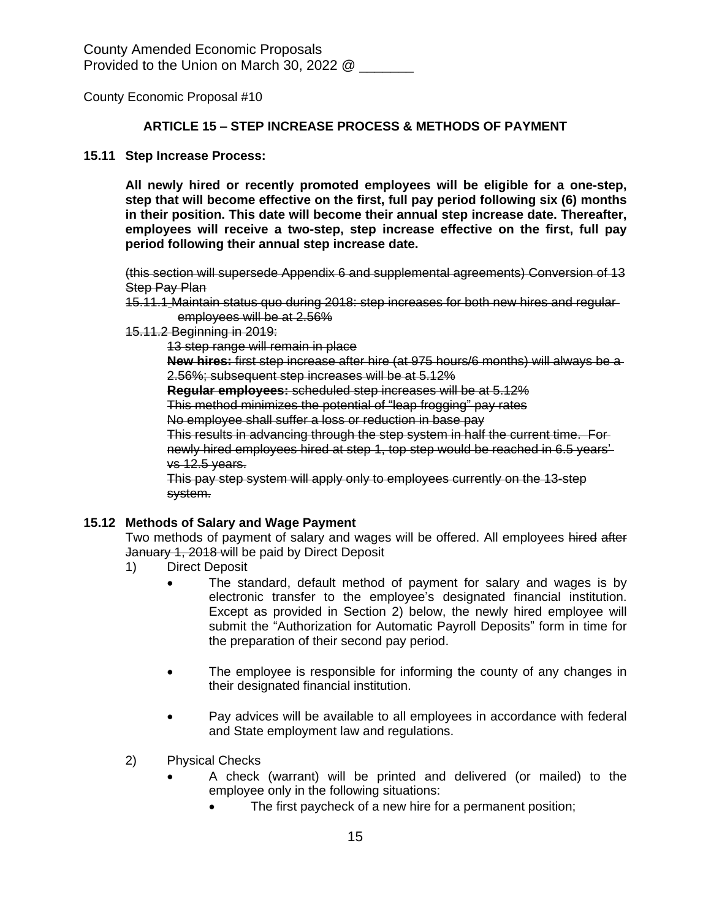County Amended Economic Proposals
Provided to the Union on March 30, 2022 @ _______

County Economic Proposal #10

## ARTICLE 15 – STEP INCREASE PROCESS & METHODS OF PAYMENT

### 15.11 Step Increase Process:

**All newly hired or recently promoted employees will be eligible for a one-step, step that will become effective on the first, full pay period following six (6) months in their position. This date will become their annual step increase date. Thereafter, employees will receive a two-step, step increase effective on the first, full pay period following their annual step increase date.**

~~(this section will supersede Appendix 6 and supplemental agreements) Conversion of 13 Step Pay Plan~~

~~15.11.1 Maintain status quo during 2018: step increases for both new hires and regular employees will be at 2.56%~~

~~15.11.2 Beginning in 2019:~~

~~13 step range will remain in place~~

~~**New hires:** first step increase after hire (at 975 hours/6 months) will always be a 2.56%; subsequent step increases will be at 5.12%~~

~~**Regular employees:** scheduled step increases will be at 5.12%~~

~~This method minimizes the potential of "leap frogging" pay rates~~

~~No employee shall suffer a loss or reduction in base pay~~

~~This results in advancing through the step system in half the current time. For newly hired employees hired at step 1, top step would be reached in 6.5 years' vs 12.5 years.~~

~~This pay step system will apply only to employees currently on the 13-step system.~~

### 15.12 Methods of Salary and Wage Payment

Two methods of payment of salary and wages will be offered. All employees ~~hired after January 1, 2018~~ will be paid by Direct Deposit

1) Direct Deposit
   - The standard, default method of payment for salary and wages is by electronic transfer to the employee's designated financial institution. Except as provided in Section 2) below, the newly hired employee will submit the "Authorization for Automatic Payroll Deposits" form in time for the preparation of their second pay period.
   - The employee is responsible for informing the county of any changes in their designated financial institution.
   - Pay advices will be available to all employees in accordance with federal and State employment law and regulations.

2) Physical Checks
   - A check (warrant) will be printed and delivered (or mailed) to the employee only in the following situations:
     - The first paycheck of a new hire for a permanent position;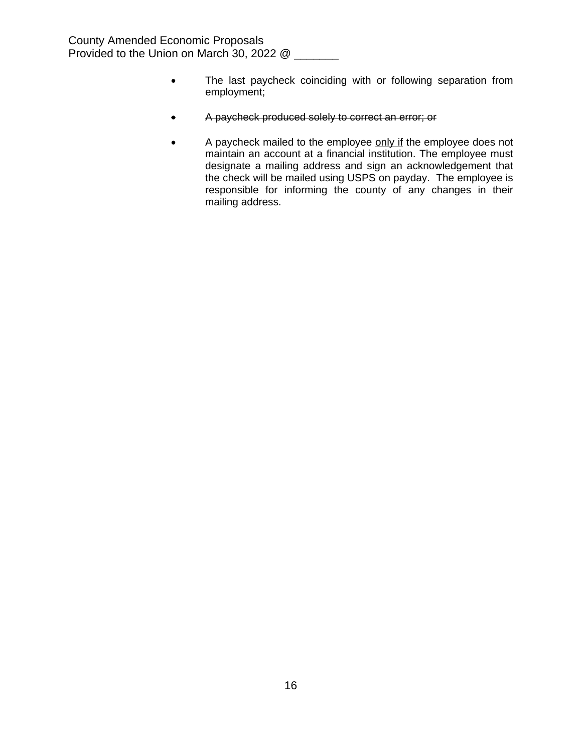- The last paycheck coinciding with or following separation from employment;

- ~~A paycheck produced solely to correct an error; or~~

- A paycheck mailed to the employee <u>only if</u> the employee does not maintain an account at a financial institution. The employee must designate a mailing address and sign an acknowledgement that the check will be mailed using USPS on payday. The employee is responsible for informing the county of any changes in their mailing address.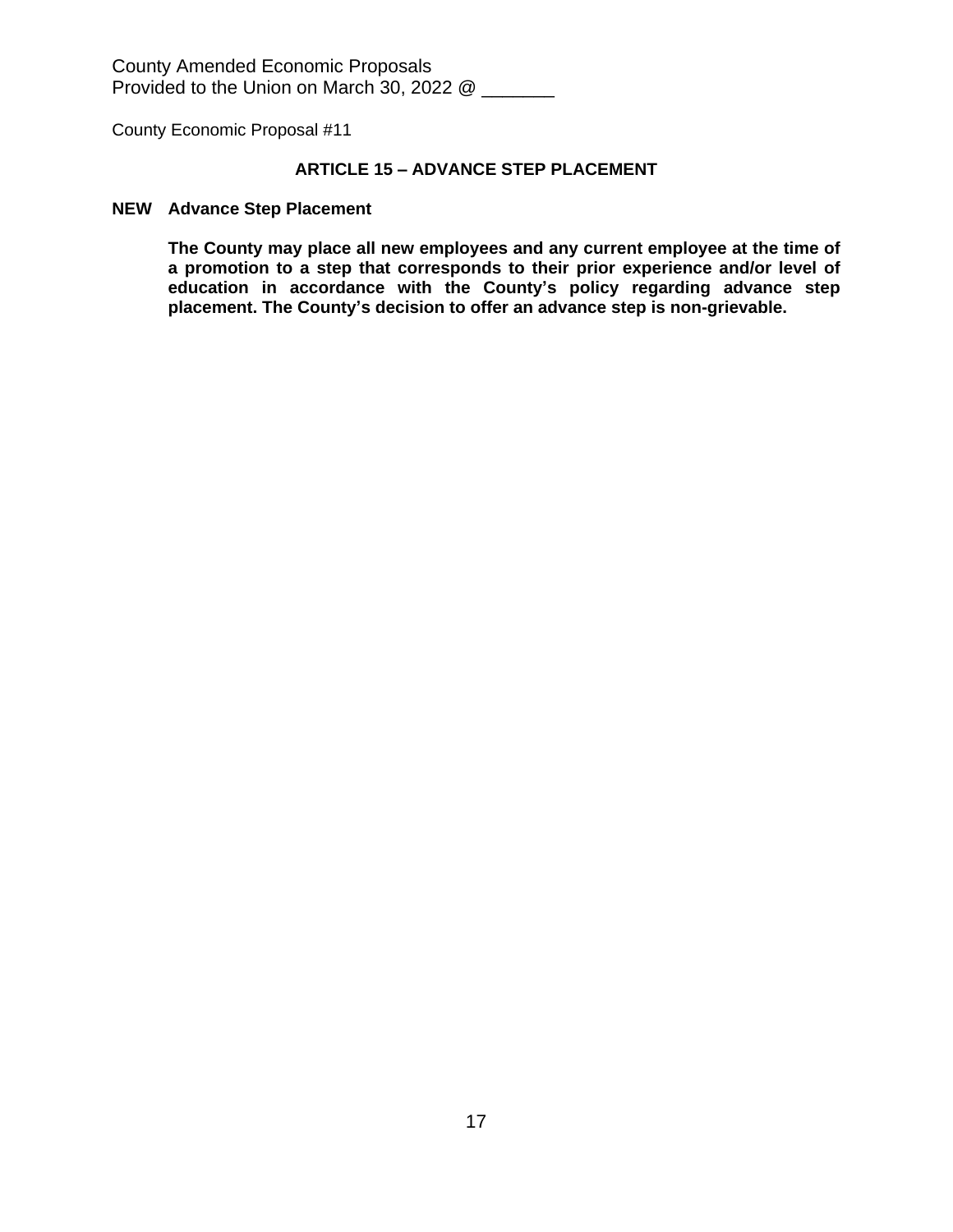County Amended Economic Proposals
Provided to the Union on March 30, 2022 @ _______

County Economic Proposal #11

## ARTICLE 15 – ADVANCE STEP PLACEMENT

**NEW Advance Step Placement**

**The County may place all new employees and any current employee at the time of a promotion to a step that corresponds to their prior experience and/or level of education in accordance with the County's policy regarding advance step placement. The County's decision to offer an advance step is non-grievable.**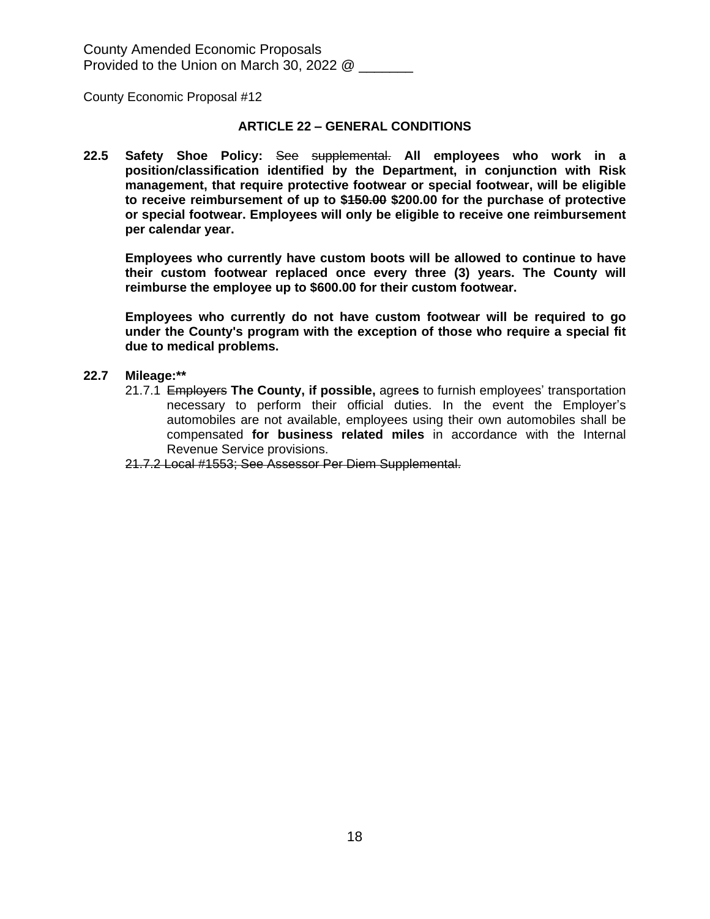County Amended Economic Proposals
Provided to the Union on March 30, 2022 @ _______

County Economic Proposal #12

### ARTICLE 22 – GENERAL CONDITIONS

**22.5 Safety Shoe Policy:** ~~See supplemental.~~ **All employees who work in a position/classification identified by the Department, in conjunction with Risk management, that require protective footwear or special footwear, will be eligible to receive reimbursement of up to $~~150.00~~ $200.00 for the purchase of protective or special footwear. Employees will only be eligible to receive one reimbursement per calendar year.**

**Employees who currently have custom boots will be allowed to continue to have their custom footwear replaced once every three (3) years. The County will reimburse the employee up to $600.00 for their custom footwear.**

**Employees who currently do not have custom footwear will be required to go under the County's program with the exception of those who require a special fit due to medical problems.**

**22.7 Mileage:\*\***

21.7.1 ~~Employers~~ **The County, if possible,** agree**s** to furnish employees' transportation necessary to perform their official duties. In the event the Employer's automobiles are not available, employees using their own automobiles shall be compensated **for business related miles** in accordance with the Internal Revenue Service provisions.

~~21.7.2 Local #1553; See Assessor Per Diem Supplemental.~~